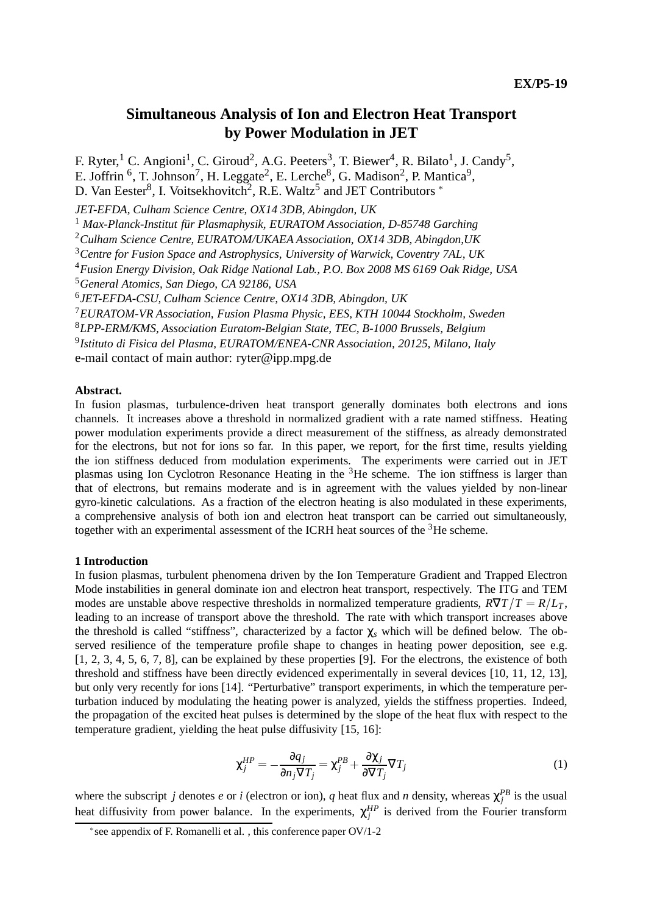# Simultaneous Analysis of Ion and Electron Heat Transport by Power Modulation in JET

F. Ryter,[1] C. Angioni[1], C. Giroud[2], A.G. Peeters[3], T. Biewer[4], R. Bilato[1], J. Candy[5], E. Joffrin [6], T. Johnson[7], H. Leggate[2], E. Lerche[8], G. Madison[2], P. Mantica[9], D. Van Eester[8], I. Voitsekhovitch[2], R.E. Waltz[5] and JET Contributors [*]

*JET-EFDA, Culham Science Centre, OX14 3DB, Abingdon, UK*

[1] *Max-Planck-Institut für Plasmaphysik, EURATOM Association, D-85748 Garching*

[2] *Culham Science Centre, EURATOM/UKAEA Association, OX14 3DB, Abingdon,UK*

[3] *Centre for Fusion Space and Astrophysics, University of Warwick, Coventry 7AL, UK*

[4] *Fusion Energy Division, Oak Ridge National Lab., P.O. Box 2008 MS 6169 Oak Ridge, USA*

[5] *General Atomics, San Diego, CA 92186, USA*

[6] *JET-EFDA-CSU, Culham Science Centre, OX14 3DB, Abingdon, UK*

[7] *EURATOM-VR Association, Fusion Plasma Physic, EES, KTH 10044 Stockholm, Sweden*

[8] *LPP-ERM/KMS, Association Euratom-Belgian State, TEC, B-1000 Brussels, Belgium*

[9] *Istituto di Fisica del Plasma, EURATOM/ENEA-CNR Association, 20125, Milano, Italy*

e-mail contact of main author: ryter@ipp.mpg.de

**Abstract.**

In fusion plasmas, turbulence-driven heat transport generally dominates both electrons and ions channels. It increases above a threshold in normalized gradient with a rate named stiffness. Heating power modulation experiments provide a direct measurement of the stiffness, as already demonstrated for the electrons, but not for ions so far. In this paper, we report, for the first time, results yielding the ion stiffness deduced from modulation experiments. The experiments were carried out in JET plasmas using Ion Cyclotron Resonance Heating in the $^3$He scheme. The ion stiffness is larger than that of electrons, but remains moderate and is in agreement with the values yielded by non-linear gyro-kinetic calculations. As a fraction of the electron heating is also modulated in these experiments, a comprehensive analysis of both ion and electron heat transport can be carried out simultaneously, together with an experimental assessment of the ICRH heat sources of the $^3$He scheme.

## 1 Introduction

In fusion plasmas, turbulent phenomena driven by the Ion Temperature Gradient and Trapped Electron Mode instabilities in general dominate ion and electron heat transport, respectively. The ITG and TEM modes are unstable above respective thresholds in normalized temperature gradients, $R\nabla T/T = R/L_T$, leading to an increase of transport above the threshold. The rate with which transport increases above the threshold is called "stiffness", characterized by a factor $\chi_s$ which will be defined below. The observed resilience of the temperature profile shape to changes in heating power deposition, see e.g. [1, 2, 3, 4, 5, 6, 7, 8], can be explained by these properties [9]. For the electrons, the existence of both threshold and stiffness have been directly evidenced experimentally in several devices [10, 11, 12, 13], but only very recently for ions [14]. "Perturbative" transport experiments, in which the temperature perturbation induced by modulating the heating power is analyzed, yields the stiffness properties. Indeed, the propagation of the excited heat pulses is determined by the slope of the heat flux with respect to the temperature gradient, yielding the heat pulse diffusivity [15, 16]:

$$\chi_j^{HP} = -\frac{\partial q_j}{\partial n_j \nabla T_j} = \chi_j^{PB} + \frac{\partial \chi_j}{\partial \nabla T_j} \nabla T_j \tag{1}$$

where the subscript $j$ denotes $e$ or $i$ (electron or ion), $q$ heat flux and $n$ density, whereas $\chi_j^{PB}$ is the usual heat diffusivity from power balance. In the experiments, $\chi_j^{HP}$ is derived from the Fourier transform

[*] see appendix of F. Romanelli et al. , this conference paper OV/1-2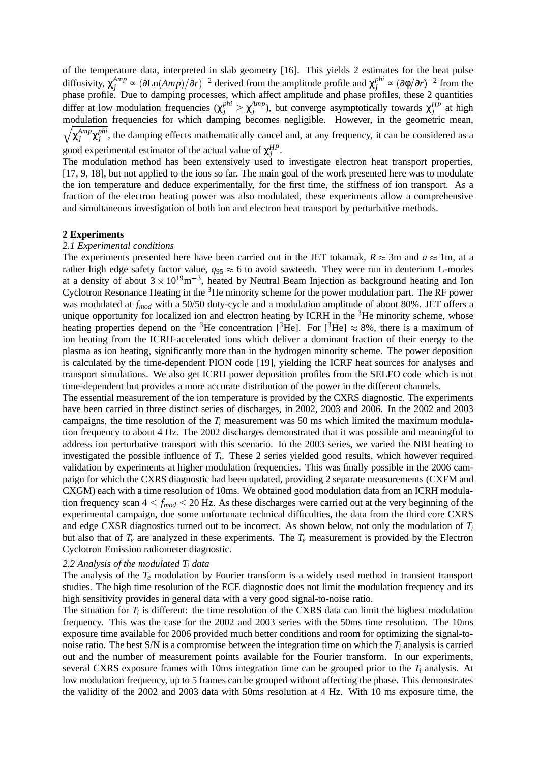of the temperature data, interpreted in slab geometry [16]. This yields 2 estimates for the heat pulse diffusivity, $\chi_j^{Amp} \propto (\partial \mathrm{Ln}(Amp)/\partial r)^{-2}$ derived from the amplitude profile and $\chi_j^{phi} \propto (\partial \phi/\partial r)^{-2}$ from the phase profile. Due to damping processes, which affect amplitude and phase profiles, these 2 quantities differ at low modulation frequencies ($\chi_j^{phi} \geq \chi_j^{Amp}$), but converge asymptotically towards $\chi_j^{HP}$ at high modulation frequencies for which damping becomes negligible. However, in the geometric mean, $\sqrt{\chi_j^{Amp}\chi_j^{phi}}$, the damping effects mathematically cancel and, at any frequency, it can be considered as a good experimental estimator of the actual value of $\chi_j^{HP}$.

The modulation method has been extensively used to investigate electron heat transport properties, [17, 9, 18], but not applied to the ions so far. The main goal of the work presented here was to modulate the ion temperature and deduce experimentally, for the first time, the stiffness of ion transport. As a fraction of the electron heating power was also modulated, these experiments allow a comprehensive and simultaneous investigation of both ion and electron heat transport by perturbative methods.

## 2 Experiments

### *2.1 Experimental conditions*

The experiments presented here have been carried out in the JET tokamak, $R \approx 3$m and $a \approx 1$m, at a rather high edge safety factor value, $q_{95} \approx 6$ to avoid sawteeth. They were run in deuterium L-modes at a density of about $3 \times 10^{19}\mathrm{m}^{-3}$, heated by Neutral Beam Injection as background heating and Ion Cyclotron Resonance Heating in the $^3$He minority scheme for the power modulation part. The RF power was modulated at $f_{mod}$ with a 50/50 duty-cycle and a modulation amplitude of about 80%. JET offers a unique opportunity for localized ion and electron heating by ICRH in the $^3$He minority scheme, whose heating properties depend on the $^3$He concentration [$^3$He]. For [$^3$He] $\approx$ 8%, there is a maximum of ion heating from the ICRH-accelerated ions which deliver a dominant fraction of their energy to the plasma as ion heating, significantly more than in the hydrogen minority scheme. The power deposition is calculated by the time-dependent PION code [19], yielding the ICRF heat sources for analyses and transport simulations. We also get ICRH power deposition profiles from the SELFO code which is not time-dependent but provides a more accurate distribution of the power in the different channels.

The essential measurement of the ion temperature is provided by the CXRS diagnostic. The experiments have been carried in three distinct series of discharges, in 2002, 2003 and 2006. In the 2002 and 2003 campaigns, the time resolution of the $T_i$ measurement was 50 ms which limited the maximum modulation frequency to about 4 Hz. The 2002 discharges demonstrated that it was possible and meaningful to address ion perturbative transport with this scenario. In the 2003 series, we varied the NBI heating to investigated the possible influence of $T_i$. These 2 series yielded good results, which however required validation by experiments at higher modulation frequencies. This was finally possible in the 2006 campaign for which the CXRS diagnostic had been updated, providing 2 separate measurements (CXFM and CXGM) each with a time resolution of 10ms. We obtained good modulation data from an ICRH modulation frequency scan $4 \leq f_{mod} \leq 20$ Hz. As these discharges were carried out at the very beginning of the experimental campaign, due some unfortunate technical difficulties, the data from the third core CXRS and edge CXSR diagnostics turned out to be incorrect. As shown below, not only the modulation of $T_i$ but also that of $T_e$ are analyzed in these experiments. The $T_e$ measurement is provided by the Electron Cyclotron Emission radiometer diagnostic.

### *2.2 Analysis of the modulated $T_i$ data*

The analysis of the $T_e$ modulation by Fourier transform is a widely used method in transient transport studies. The high time resolution of the ECE diagnostic does not limit the modulation frequency and its high sensitivity provides in general data with a very good signal-to-noise ratio.

The situation for $T_i$ is different: the time resolution of the CXRS data can limit the highest modulation frequency. This was the case for the 2002 and 2003 series with the 50ms time resolution. The 10ms exposure time available for 2006 provided much better conditions and room for optimizing the signal-to-noise ratio. The best S/N is a compromise between the integration time on which the $T_i$ analysis is carried out and the number of measurement points available for the Fourier transform. In our experiments, several CXRS exposure frames with 10ms integration time can be grouped prior to the $T_i$ analysis. At low modulation frequency, up to 5 frames can be grouped without affecting the phase. This demonstrates the validity of the 2002 and 2003 data with 50ms resolution at 4 Hz. With 10 ms exposure time, the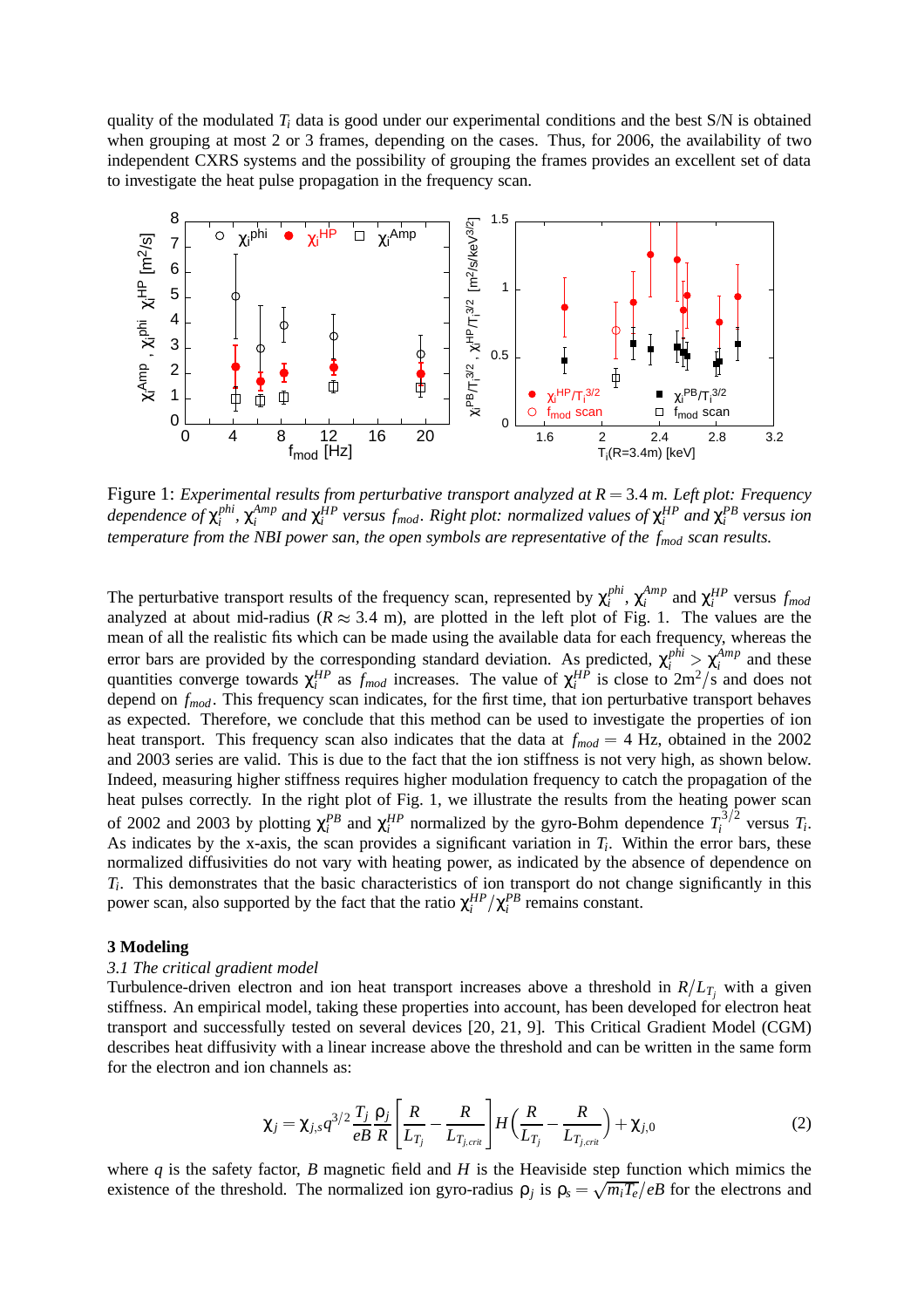quality of the modulated $T_i$ data is good under our experimental conditions and the best S/N is obtained when grouping at most 2 or 3 frames, depending on the cases. Thus, for 2006, the availability of two independent CXRS systems and the possibility of grouping the frames provides an excellent set of data to investigate the heat pulse propagation in the frequency scan.

Figure 1: *Experimental results from perturbative transport analyzed at $R = 3.4$ m. Left plot: Frequency dependence of $\chi_i^{phi}$, $\chi_i^{Amp}$ and $\chi_i^{HP}$ versus $f_{mod}$. Right plot: normalized values of $\chi_i^{HP}$ and $\chi_i^{PB}$ versus ion temperature from the NBI power san, the open symbols are representative of the $f_{mod}$ scan results.*

The perturbative transport results of the frequency scan, represented by $\chi_i^{phi}$, $\chi_i^{Amp}$ and $\chi_i^{HP}$ versus $f_{mod}$ analyzed at about mid-radius ($R \approx 3.4$ m), are plotted in the left plot of Fig. 1. The values are the mean of all the realistic fits which can be made using the available data for each frequency, whereas the error bars are provided by the corresponding standard deviation. As predicted, $\chi_i^{phi} > \chi_i^{Amp}$ and these quantities converge towards $\chi_i^{HP}$ as $f_{mod}$ increases. The value of $\chi_i^{HP}$ is close to $2\text{m}^2/\text{s}$ and does not depend on $f_{mod}$. This frequency scan indicates, for the first time, that ion perturbative transport behaves as expected. Therefore, we conclude that this method can be used to investigate the properties of ion heat transport. This frequency scan also indicates that the data at $f_{mod} = 4$ Hz, obtained in the 2002 and 2003 series are valid. This is due to the fact that the ion stiffness is not very high, as shown below. Indeed, measuring higher stiffness requires higher modulation frequency to catch the propagation of the heat pulses correctly. In the right plot of Fig. 1, we illustrate the results from the heating power scan of 2002 and 2003 by plotting $\chi_i^{PB}$ and $\chi_i^{HP}$ normalized by the gyro-Bohm dependence $T_i^{3/2}$ versus $T_i$. As indicates by the x-axis, the scan provides a significant variation in $T_i$. Within the error bars, these normalized diffusivities do not vary with heating power, as indicated by the absence of dependence on $T_i$. This demonstrates that the basic characteristics of ion transport do not change significantly in this power scan, also supported by the fact that the ratio $\chi_i^{HP}/\chi_i^{PB}$ remains constant.

## 3 Modeling

*3.1 The critical gradient model*

Turbulence-driven electron and ion heat transport increases above a threshold in $R/L_{T_j}$ with a given stiffness. An empirical model, taking these properties into account, has been developed for electron heat transport and successfully tested on several devices [20, 21, 9]. This Critical Gradient Model (CGM) describes heat diffusivity with a linear increase above the threshold and can be written in the same form for the electron and ion channels as:

$$\chi_j = \chi_{j,s} q^{3/2} \frac{T_j}{eB} \frac{\rho_j}{R} \left[ \frac{R}{L_{T_j}} - \frac{R}{L_{T_{j,crit}}} \right] H\left( \frac{R}{L_{T_j}} - \frac{R}{L_{T_{j,crit}}} \right) + \chi_{j,0} \tag{2}$$

where $q$ is the safety factor, $B$ magnetic field and $H$ is the Heaviside step function which mimics the existence of the threshold. The normalized ion gyro-radius $\rho_j$ is $\rho_s = \sqrt{m_i T_e}/eB$ for the electrons and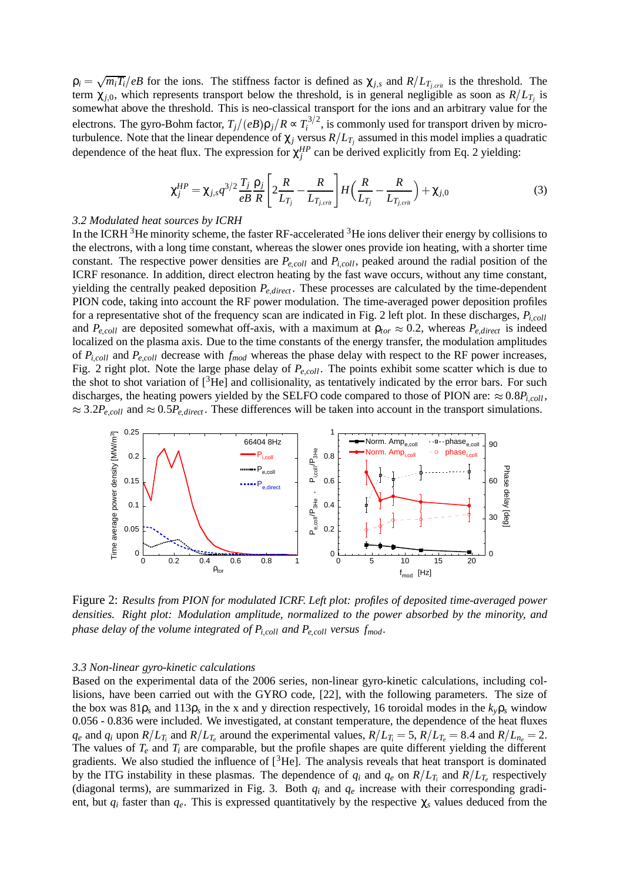$\rho_i = \sqrt{m_i T_i}/eB$ for the ions. The stiffness factor is defined as $\chi_{j,s}$ and $R/L_{T_{j,crit}}$ is the threshold. The term $\chi_{j,0}$, which represents transport below the threshold, is in general negligible as soon as $R/L_{T_j}$ is somewhat above the threshold. This is neo-classical transport for the ions and an arbitrary value for the electrons. The gyro-Bohm factor, $T_j/(eB)\rho_j/R \propto T_i^{3/2}$, is commonly used for transport driven by micro-turbulence. Note that the linear dependence of $\chi_j$ versus $R/L_{T_j}$ assumed in this model implies a quadratic dependence of the heat flux. The expression for $\chi_j^{HP}$ can be derived explicitly from Eq. 2 yielding:

$$\chi_j^{HP} = \chi_{j,s} q^{3/2} \frac{T_j}{eB} \frac{\rho_j}{R} \left[ 2\frac{R}{L_{T_j}} - \frac{R}{L_{T_{j,crit}}} \right] H\left( \frac{R}{L_{T_j}} - \frac{R}{L_{T_{j,crit}}} \right) + \chi_{j,0} \tag{3}$$

*3.2 Modulated heat sources by ICRH*

In the ICRH $^3$He minority scheme, the faster RF-accelerated $^3$He ions deliver their energy by collisions to the electrons, with a long time constant, whereas the slower ones provide ion heating, with a shorter time constant. The respective power densities are $P_{e,coll}$ and $P_{i,coll}$, peaked around the radial position of the ICRF resonance. In addition, direct electron heating by the fast wave occurs, without any time constant, yielding the centrally peaked deposition $P_{e,direct}$. These processes are calculated by the time-dependent PION code, taking into account the RF power modulation. The time-averaged power deposition profiles for a representative shot of the frequency scan are indicated in Fig. 2 left plot. In these discharges, $P_{i,coll}$ and $P_{e,coll}$ are deposited somewhat off-axis, with a maximum at $\rho_{tor} \approx 0.2$, whereas $P_{e,direct}$ is indeed localized on the plasma axis. Due to the time constants of the energy transfer, the modulation amplitudes of $P_{i,coll}$ and $P_{e,coll}$ decrease with $f_{mod}$ whereas the phase delay with respect to the RF power increases, Fig. 2 right plot. Note the large phase delay of $P_{e,coll}$. The points exhibit some scatter which is due to the shot to shot variation of [$^3$He] and collisionality, as tentatively indicated by the error bars. For such discharges, the heating powers yielded by the SELFO code compared to those of PION are: $\approx 0.8 P_{i,coll}$, $\approx 3.2 P_{e,coll}$ and $\approx 0.5 P_{e,direct}$. These differences will be taken into account in the transport simulations.

Figure 2: *Results from PION for modulated ICRF. Left plot: profiles of deposited time-averaged power densities. Right plot: Modulation amplitude, normalized to the power absorbed by the minority, and phase delay of the volume integrated of $P_{i,coll}$ and $P_{e,coll}$ versus $f_{mod}$.*

*3.3 Non-linear gyro-kinetic calculations*

Based on the experimental data of the 2006 series, non-linear gyro-kinetic calculations, including collisions, have been carried out with the GYRO code, [22], with the following parameters. The size of the box was $81\rho_s$ and $113\rho_s$ in the x and y direction respectively, 16 toroidal modes in the $k_y\rho_s$ window 0.056 - 0.836 were included. We investigated, at constant temperature, the dependence of the heat fluxes $q_e$ and $q_i$ upon $R/L_{T_i}$ and $R/L_{T_e}$ around the experimental values, $R/L_{T_i} = 5$, $R/L_{T_e} = 8.4$ and $R/L_{n_e} = 2$. The values of $T_e$ and $T_i$ are comparable, but the profile shapes are quite different yielding the different gradients. We also studied the influence of [$^3$He]. The analysis reveals that heat transport is dominated by the ITG instability in these plasmas. The dependence of $q_i$ and $q_e$ on $R/L_{T_i}$ and $R/L_{T_e}$ respectively (diagonal terms), are summarized in Fig. 3. Both $q_i$ and $q_e$ increase with their corresponding gradient, but $q_i$ faster than $q_e$. This is expressed quantitatively by the respective $\chi_s$ values deduced from the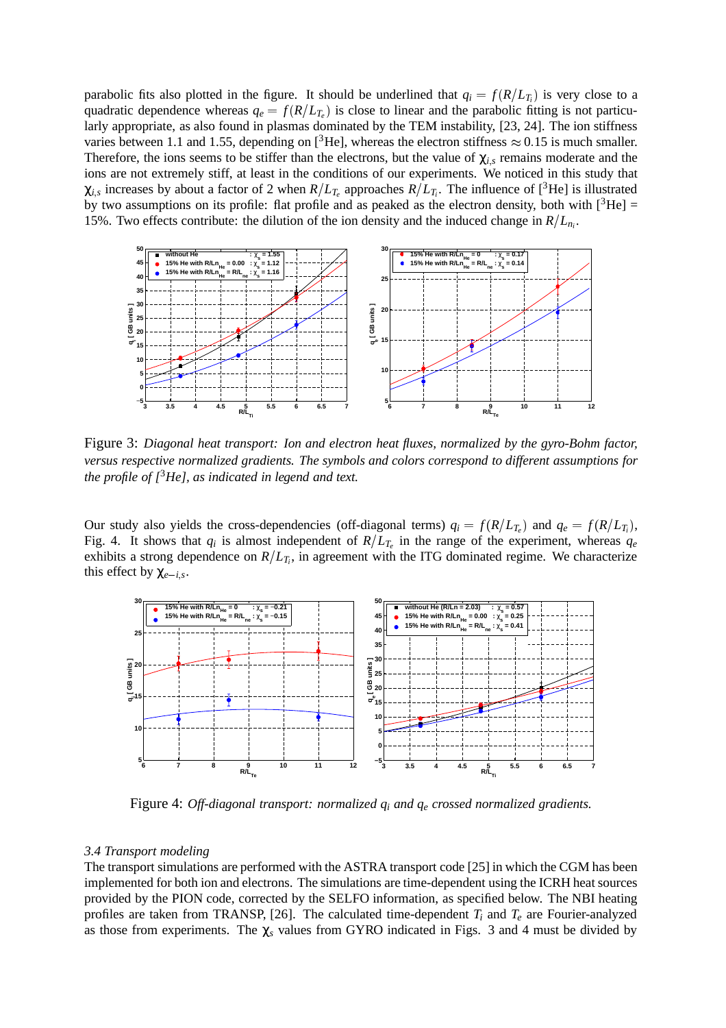parabolic fits also plotted in the figure. It should be underlined that $q_i = f(R/L_{T_i})$ is very close to a quadratic dependence whereas $q_e = f(R/L_{T_e})$ is close to linear and the parabolic fitting is not particularly appropriate, as also found in plasmas dominated by the TEM instability, [23, 24]. The ion stiffness varies between 1.1 and 1.55, depending on [$^3$He], whereas the electron stiffness $\approx 0.15$ is much smaller. Therefore, the ions seems to be stiffer than the electrons, but the value of $\chi_{i,s}$ remains moderate and the ions are not extremely stiff, at least in the conditions of our experiments. We noticed in this study that $\chi_{i,s}$ increases by about a factor of 2 when $R/L_{T_e}$ approaches $R/L_{T_i}$. The influence of [$^3$He] is illustrated by two assumptions on its profile: flat profile and as peaked as the electron density, both with [$^3$He] = 15%. Two effects contribute: the dilution of the ion density and the induced change in $R/L_{n_i}$.

Figure 3: *Diagonal heat transport: Ion and electron heat fluxes, normalized by the gyro-Bohm factor, versus respective normalized gradients. The symbols and colors correspond to different assumptions for the profile of [$^3$He], as indicated in legend and text.*

Our study also yields the cross-dependencies (off-diagonal terms) $q_i = f(R/L_{T_e})$ and $q_e = f(R/L_{T_i})$, Fig. 4. It shows that $q_i$ is almost independent of $R/L_{T_e}$ in the range of the experiment, whereas $q_e$ exhibits a strong dependence on $R/L_{T_i}$, in agreement with the ITG dominated regime. We characterize this effect by $\chi_{e-i,s}$.

Figure 4: *Off-diagonal transport: normalized $q_i$ and $q_e$ crossed normalized gradients.*

### *3.4 Transport modeling*

The transport simulations are performed with the ASTRA transport code [25] in which the CGM has been implemented for both ion and electrons. The simulations are time-dependent using the ICRH heat sources provided by the PION code, corrected by the SELFO information, as specified below. The NBI heating profiles are taken from TRANSP, [26]. The calculated time-dependent $T_i$ and $T_e$ are Fourier-analyzed as those from experiments. The $\chi_s$ values from GYRO indicated in Figs. 3 and 4 must be divided by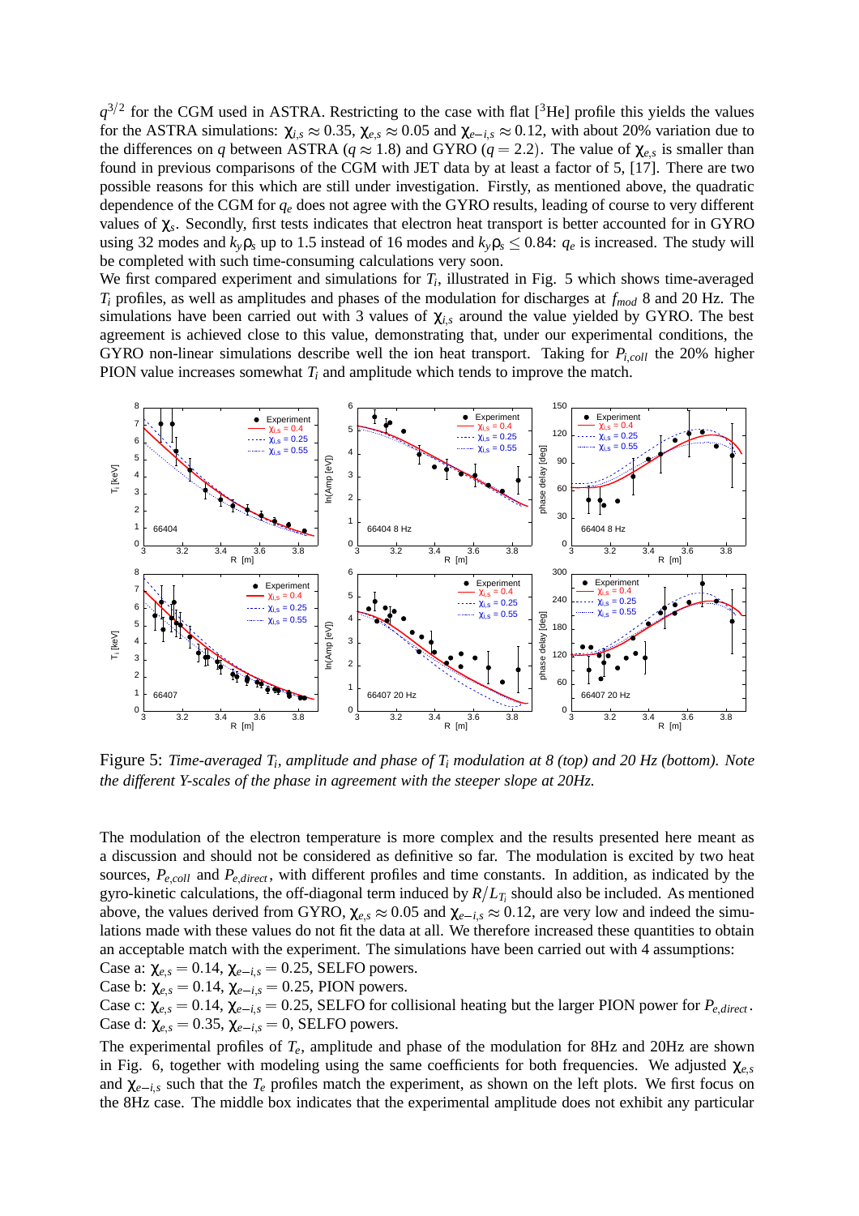$q^{3/2}$ for the CGM used in ASTRA. Restricting to the case with flat [$^3$He] profile this yields the values for the ASTRA simulations: $\chi_{i,s} \approx 0.35$, $\chi_{e,s} \approx 0.05$ and $\chi_{e-i,s} \approx 0.12$, with about 20% variation due to the differences on $q$ between ASTRA ($q \approx 1.8$) and GYRO ($q = 2.2$). The value of $\chi_{e,s}$ is smaller than found in previous comparisons of the CGM with JET data by at least a factor of 5, [17]. There are two possible reasons for this which are still under investigation. Firstly, as mentioned above, the quadratic dependence of the CGM for $q_e$ does not agree with the GYRO results, leading of course to very different values of $\chi_s$. Secondly, first tests indicates that electron heat transport is better accounted for in GYRO using 32 modes and $k_y\rho_s$ up to 1.5 instead of 16 modes and $k_y\rho_s \leq 0.84$: $q_e$ is increased. The study will be completed with such time-consuming calculations very soon.

We first compared experiment and simulations for $T_i$, illustrated in Fig. 5 which shows time-averaged $T_i$ profiles, as well as amplitudes and phases of the modulation for discharges at $f_{mod}$ 8 and 20 Hz. The simulations have been carried out with 3 values of $\chi_{i,s}$ around the value yielded by GYRO. The best agreement is achieved close to this value, demonstrating that, under our experimental conditions, the GYRO non-linear simulations describe well the ion heat transport. Taking for $P_{i,coll}$ the 20% higher PION value increases somewhat $T_i$ and amplitude which tends to improve the match.

Figure 5: *Time-averaged $T_i$, amplitude and phase of $T_i$ modulation at 8 (top) and 20 Hz (bottom). Note the different Y-scales of the phase in agreement with the steeper slope at 20Hz.*

The modulation of the electron temperature is more complex and the results presented here meant as a discussion and should not be considered as definitive so far. The modulation is excited by two heat sources, $P_{e,coll}$ and $P_{e,direct}$, with different profiles and time constants. In addition, as indicated by the gyro-kinetic calculations, the off-diagonal term induced by $R/L_{T_i}$ should also be included. As mentioned above, the values derived from GYRO, $\chi_{e,s} \approx 0.05$ and $\chi_{e-i,s} \approx 0.12$, are very low and indeed the simulations made with these values do not fit the data at all. We therefore increased these quantities to obtain an acceptable match with the experiment. The simulations have been carried out with 4 assumptions:

Case a: $\chi_{e,s} = 0.14$, $\chi_{e-i,s} = 0.25$, SELFO powers.

Case b: $\chi_{e,s} = 0.14$, $\chi_{e-i,s} = 0.25$, PION powers.

Case c: $\chi_{e,s} = 0.14$, $\chi_{e-i,s} = 0.25$, SELFO for collisional heating but the larger PION power for $P_{e,direct}$.

Case d: $\chi_{e,s} = 0.35$, $\chi_{e-i,s} = 0$, SELFO powers.

The experimental profiles of $T_e$, amplitude and phase of the modulation for 8Hz and 20Hz are shown in Fig. 6, together with modeling using the same coefficients for both frequencies. We adjusted $\chi_{e,s}$ and $\chi_{e-i,s}$ such that the $T_e$ profiles match the experiment, as shown on the left plots. We first focus on the 8Hz case. The middle box indicates that the experimental amplitude does not exhibit any particular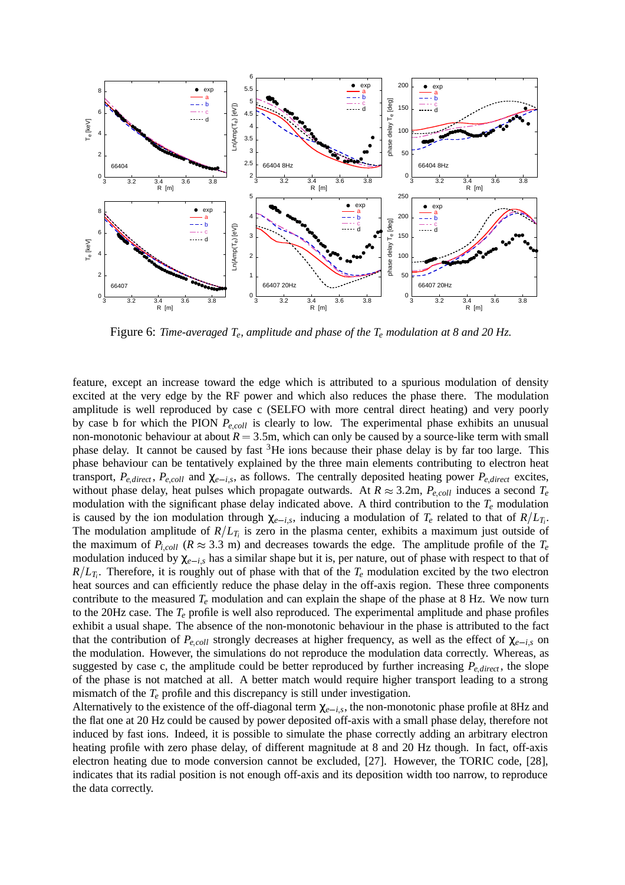Figure 6: *Time-averaged $T_e$, amplitude and phase of the $T_e$ modulation at 8 and 20 Hz.*

feature, except an increase toward the edge which is attributed to a spurious modulation of density excited at the very edge by the RF power and which also reduces the phase there. The modulation amplitude is well reproduced by case c (SELFO with more central direct heating) and very poorly by case b for which the PION $P_{e,coll}$ is clearly to low. The experimental phase exhibits an unusual non-monotonic behaviour at about $R = 3.5$m, which can only be caused by a source-like term with small phase delay. It cannot be caused by fast $^3$He ions because their phase delay is by far too large. This phase behaviour can be tentatively explained by the three main elements contributing to electron heat transport, $P_{e,direct}$, $P_{e,coll}$ and $\chi_{e-i,s}$, as follows. The centrally deposited heating power $P_{e,direct}$ excites, without phase delay, heat pulses which propagate outwards. At $R \approx 3.2$m, $P_{e,coll}$ induces a second $T_e$ modulation with the significant phase delay indicated above. A third contribution to the $T_e$ modulation is caused by the ion modulation through $\chi_{e-i,s}$, inducing a modulation of $T_e$ related to that of $R/L_{T_i}$. The modulation amplitude of $R/L_{T_i}$ is zero in the plasma center, exhibits a maximum just outside of the maximum of $P_{i,coll}$ ($R \approx 3.3$ m) and decreases towards the edge. The amplitude profile of the $T_e$ modulation induced by $\chi_{e-i,s}$ has a similar shape but it is, per nature, out of phase with respect to that of $R/L_{T_i}$. Therefore, it is roughly out of phase with that of the $T_e$ modulation excited by the two electron heat sources and can efficiently reduce the phase delay in the off-axis region. These three components contribute to the measured $T_e$ modulation and can explain the shape of the phase at 8 Hz. We now turn to the 20Hz case. The $T_e$ profile is well also reproduced. The experimental amplitude and phase profiles exhibit a usual shape. The absence of the non-monotonic behaviour in the phase is attributed to the fact that the contribution of $P_{e,coll}$ strongly decreases at higher frequency, as well as the effect of $\chi_{e-i,s}$ on the modulation. However, the simulations do not reproduce the modulation data correctly. Whereas, as suggested by case c, the amplitude could be better reproduced by further increasing $P_{e,direct}$, the slope of the phase is not matched at all. A better match would require higher transport leading to a strong mismatch of the $T_e$ profile and this discrepancy is still under investigation.

Alternatively to the existence of the off-diagonal term $\chi_{e-i,s}$, the non-monotonic phase profile at 8Hz and the flat one at 20 Hz could be caused by power deposited off-axis with a small phase delay, therefore not induced by fast ions. Indeed, it is possible to simulate the phase correctly adding an arbitrary electron heating profile with zero phase delay, of different magnitude at 8 and 20 Hz though. In fact, off-axis electron heating due to mode conversion cannot be excluded, [27]. However, the TORIC code, [28], indicates that its radial position is not enough off-axis and its deposition width too narrow, to reproduce the data correctly.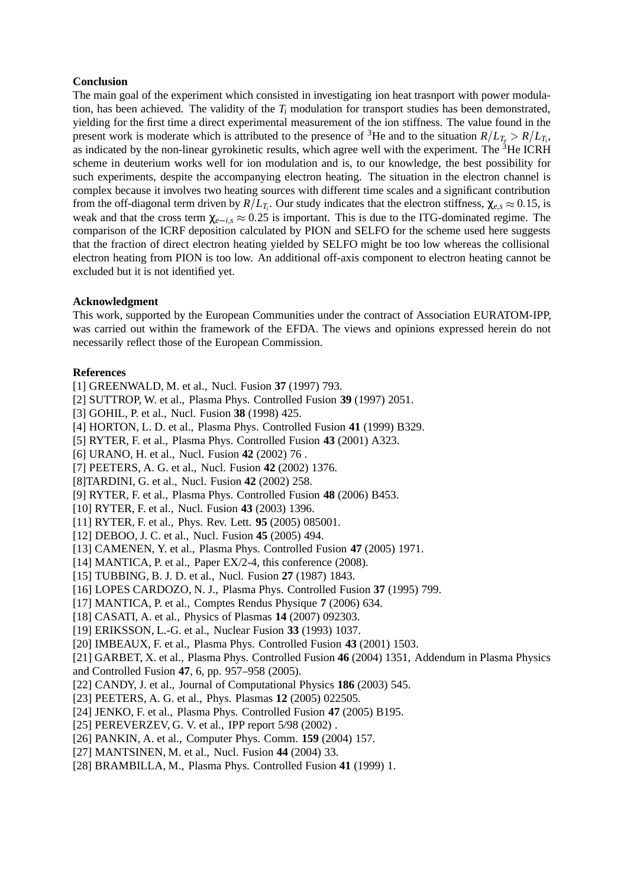**Conclusion**

The main goal of the experiment which consisted in investigating ion heat trasnport with power modulation, has been achieved. The validity of the $T_i$ modulation for transport studies has been demonstrated, yielding for the first time a direct experimental measurement of the ion stiffness. The value found in the present work is moderate which is attributed to the presence of $^3$He and to the situation $R/L_{T_e} > R/L_{T_i}$, as indicated by the non-linear gyrokinetic results, which agree well with the experiment. The $^3$He ICRH scheme in deuterium works well for ion modulation and is, to our knowledge, the best possibility for such experiments, despite the accompanying electron heating. The situation in the electron channel is complex because it involves two heating sources with different time scales and a significant contribution from the off-diagonal term driven by $R/L_{T_i}$. Our study indicates that the electron stiffness, $\chi_{e,s} \approx 0.15$, is weak and that the cross term $\chi_{e-i,s} \approx 0.25$ is important. This is due to the ITG-dominated regime. The comparison of the ICRF deposition calculated by PION and SELFO for the scheme used here suggests that the fraction of direct electron heating yielded by SELFO might be too low whereas the collisional electron heating from PION is too low. An additional off-axis component to electron heating cannot be excluded but it is not identified yet.

**Acknowledgment**

This work, supported by the European Communities under the contract of Association EURATOM-IPP, was carried out within the framework of the EFDA. The views and opinions expressed herein do not necessarily reflect those of the European Commission.

**References**

[1] GREENWALD, M. et al., Nucl. Fusion **37** (1997) 793.
[2] SUTTROP, W. et al., Plasma Phys. Controlled Fusion **39** (1997) 2051.
[3] GOHIL, P. et al., Nucl. Fusion **38** (1998) 425.
[4] HORTON, L. D. et al., Plasma Phys. Controlled Fusion **41** (1999) B329.
[5] RYTER, F. et al., Plasma Phys. Controlled Fusion **43** (2001) A323.
[6] URANO, H. et al., Nucl. Fusion **42** (2002) 76 .
[7] PEETERS, A. G. et al., Nucl. Fusion **42** (2002) 1376.
[8]TARDINI, G. et al., Nucl. Fusion **42** (2002) 258.
[9] RYTER, F. et al., Plasma Phys. Controlled Fusion **48** (2006) B453.
[10] RYTER, F. et al., Nucl. Fusion **43** (2003) 1396.
[11] RYTER, F. et al., Phys. Rev. Lett. **95** (2005) 085001.
[12] DEBOO, J. C. et al., Nucl. Fusion **45** (2005) 494.
[13] CAMENEN, Y. et al., Plasma Phys. Controlled Fusion **47** (2005) 1971.
[14] MANTICA, P. et al., Paper EX/2-4, this conference (2008).
[15] TUBBING, B. J. D. et al., Nucl. Fusion **27** (1987) 1843.
[16] LOPES CARDOZO, N. J., Plasma Phys. Controlled Fusion **37** (1995) 799.
[17] MANTICA, P. et al., Comptes Rendus Physique **7** (2006) 634.
[18] CASATI, A. et al., Physics of Plasmas **14** (2007) 092303.
[19] ERIKSSON, L.-G. et al., Nuclear Fusion **33** (1993) 1037.
[20] IMBEAUX, F. et al., Plasma Phys. Controlled Fusion **43** (2001) 1503.
[21] GARBET, X. et al., Plasma Phys. Controlled Fusion **46** (2004) 1351, Addendum in Plasma Physics and Controlled Fusion **47**, 6, pp. 957–958 (2005).
[22] CANDY, J. et al., Journal of Computational Physics **186** (2003) 545.
[23] PEETERS, A. G. et al., Phys. Plasmas **12** (2005) 022505.
[24] JENKO, F. et al., Plasma Phys. Controlled Fusion **47** (2005) B195.
[25] PEREVERZEV, G. V. et al., IPP report 5/98 (2002) .
[26] PANKIN, A. et al., Computer Phys. Comm. **159** (2004) 157.
[27] MANTSINEN, M. et al., Nucl. Fusion **44** (2004) 33.
[28] BRAMBILLA, M., Plasma Phys. Controlled Fusion **41** (1999) 1.